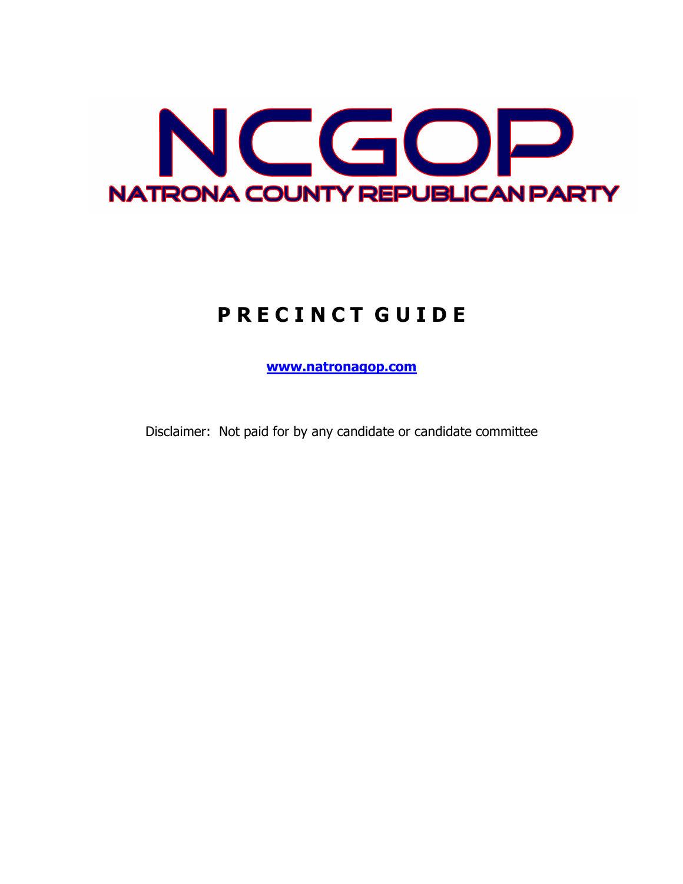# NCGOP

## NATRONA COUNTY REPUBLICAN PARTY

## P R E C I N C T G U I D E

[www.natronagop.com](http://www.natronagop.com)

Disclaimer: Not paid for by any candidate or candidate committee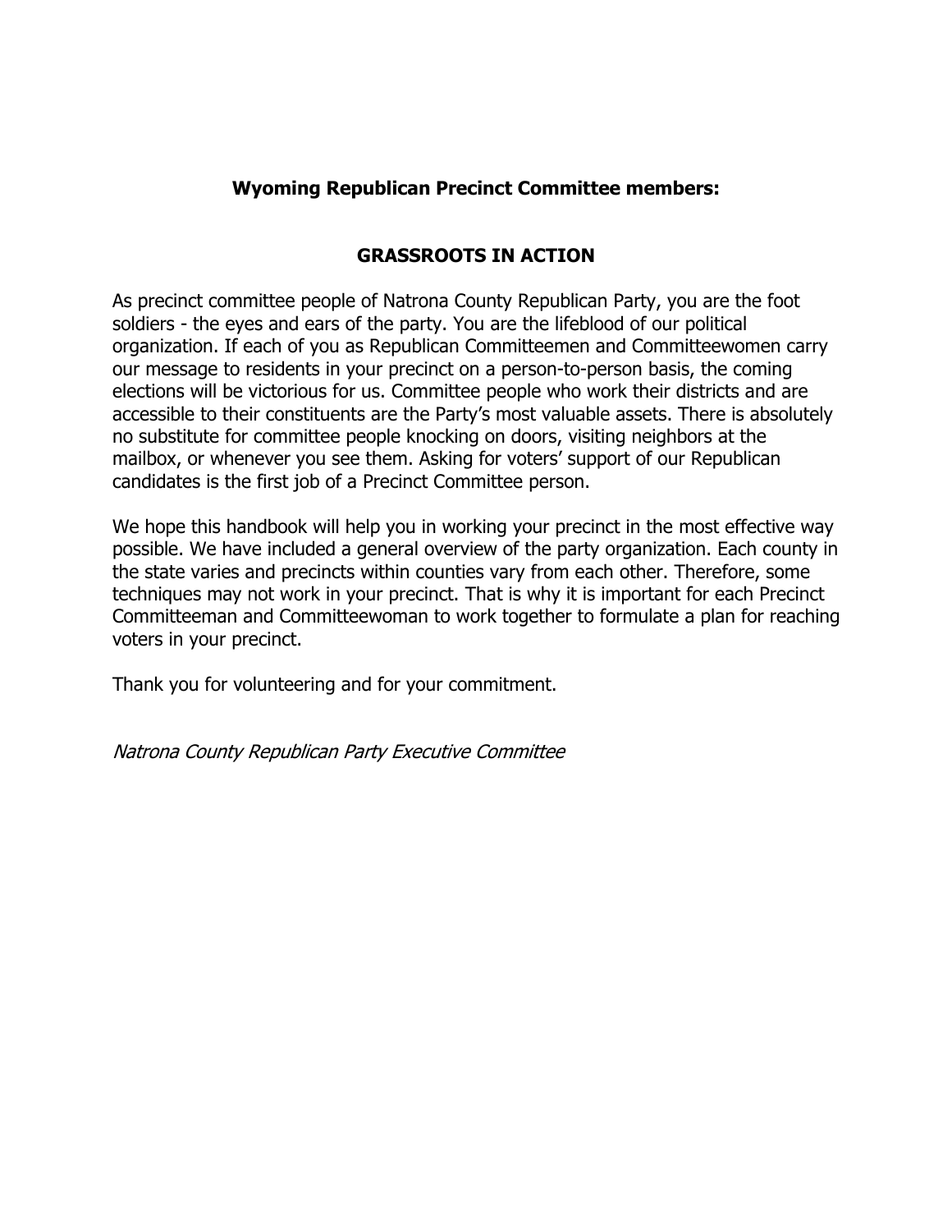**Wyoming Republican Precinct Committee members:**

## GRASSROOTS IN ACTION

As precinct committee people of Natrona County Republican Party, you are the foot soldiers - the eyes and ears of the party. You are the lifeblood of our political organization. If each of you as Republican Committeemen and Committeewomen carry our message to residents in your precinct on a person-to-person basis, the coming elections will be victorious for us. Committee people who work their districts and are accessible to their constituents are the Party's most valuable assets. There is absolutely no substitute for committee people knocking on doors, visiting neighbors at the mailbox, or whenever you see them. Asking for voters' support of our Republican candidates is the first job of a Precinct Committee person.

We hope this handbook will help you in working your precinct in the most effective way possible. We have included a general overview of the party organization. Each county in the state varies and precincts within counties vary from each other. Therefore, some techniques may not work in your precinct. That is why it is important for each Precinct Committeeman and Committeewoman to work together to formulate a plan for reaching voters in your precinct.

Thank you for volunteering and for your commitment.

*Natrona County Republican Party Executive Committee*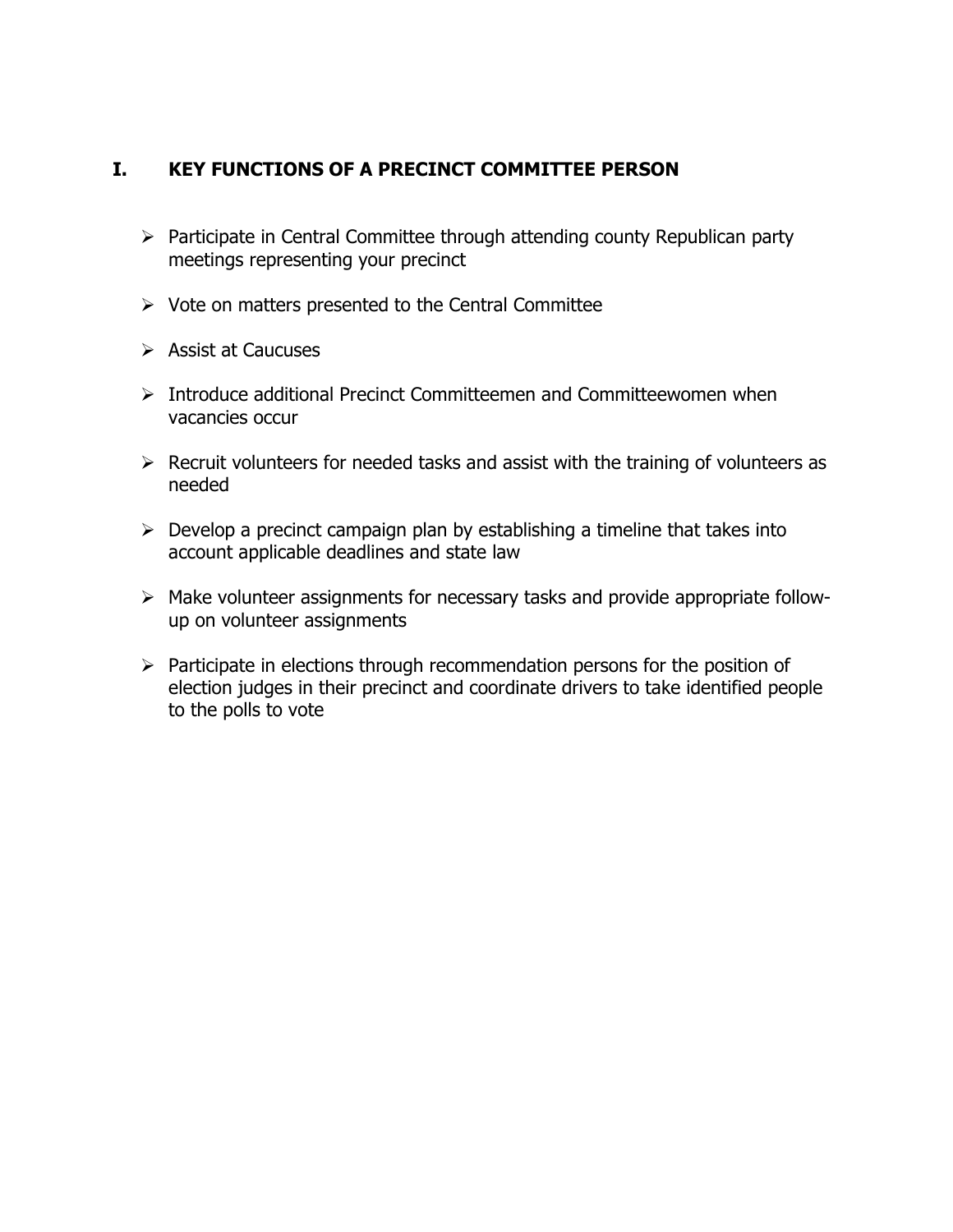## I. KEY FUNCTIONS OF A PRECINCT COMMITTEE PERSON

- Participate in Central Committee through attending county Republican party meetings representing your precinct
- Vote on matters presented to the Central Committee
- Assist at Caucuses
- Introduce additional Precinct Committeemen and Committeewomen when vacancies occur
- Recruit volunteers for needed tasks and assist with the training of volunteers as needed
- Develop a precinct campaign plan by establishing a timeline that takes into account applicable deadlines and state law
- Make volunteer assignments for necessary tasks and provide appropriate follow-up on volunteer assignments
- Participate in elections through recommendation persons for the position of election judges in their precinct and coordinate drivers to take identified people to the polls to vote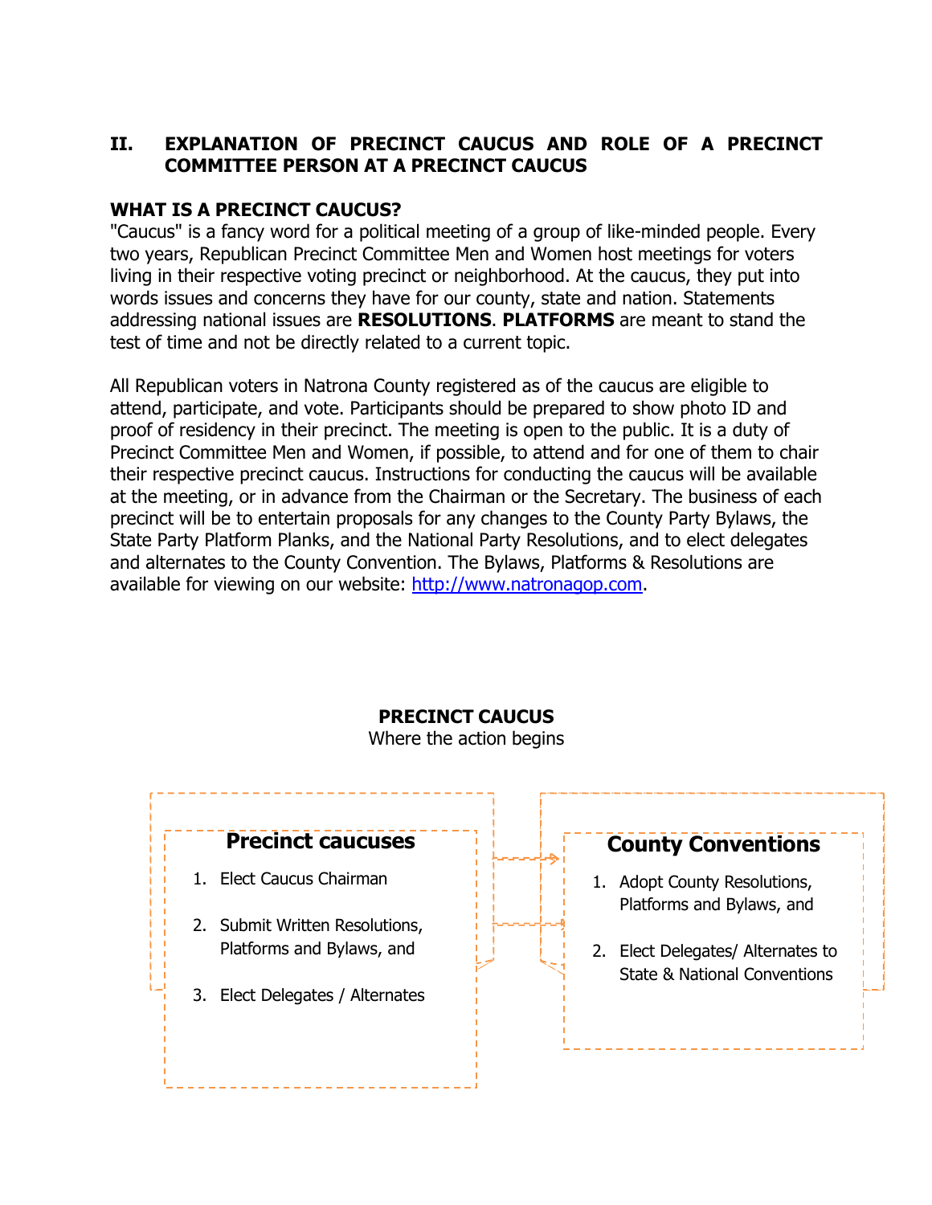## II. EXPLANATION OF PRECINCT CAUCUS AND ROLE OF A PRECINCT COMMITTEE PERSON AT A PRECINCT CAUCUS

### WHAT IS A PRECINCT CAUCUS?

"Caucus" is a fancy word for a political meeting of a group of like-minded people. Every two years, Republican Precinct Committee Men and Women host meetings for voters living in their respective voting precinct or neighborhood. At the caucus, they put into words issues and concerns they have for our county, state and nation. Statements addressing national issues are **RESOLUTIONS**. **PLATFORMS** are meant to stand the test of time and not be directly related to a current topic.

All Republican voters in Natrona County registered as of the caucus are eligible to attend, participate, and vote. Participants should be prepared to show photo ID and proof of residency in their precinct. The meeting is open to the public. It is a duty of Precinct Committee Men and Women, if possible, to attend and for one of them to chair their respective precinct caucus. Instructions for conducting the caucus will be available at the meeting, or in advance from the Chairman or the Secretary. The business of each precinct will be to entertain proposals for any changes to the County Party Bylaws, the State Party Platform Planks, and the National Party Resolutions, and to elect delegates and alternates to the County Convention. The Bylaws, Platforms & Resolutions are available for viewing on our website: [http://www.natronagop.com](http://www.natronagop.com).

**PRECINCT CAUCUS**
Where the action begins

**Precinct caucuses**

1. Elect Caucus Chairman
2. Submit Written Resolutions, Platforms and Bylaws, and
3. Elect Delegates / Alternates

**County Conventions**

1. Adopt County Resolutions, Platforms and Bylaws, and
2. Elect Delegates/ Alternates to State & National Conventions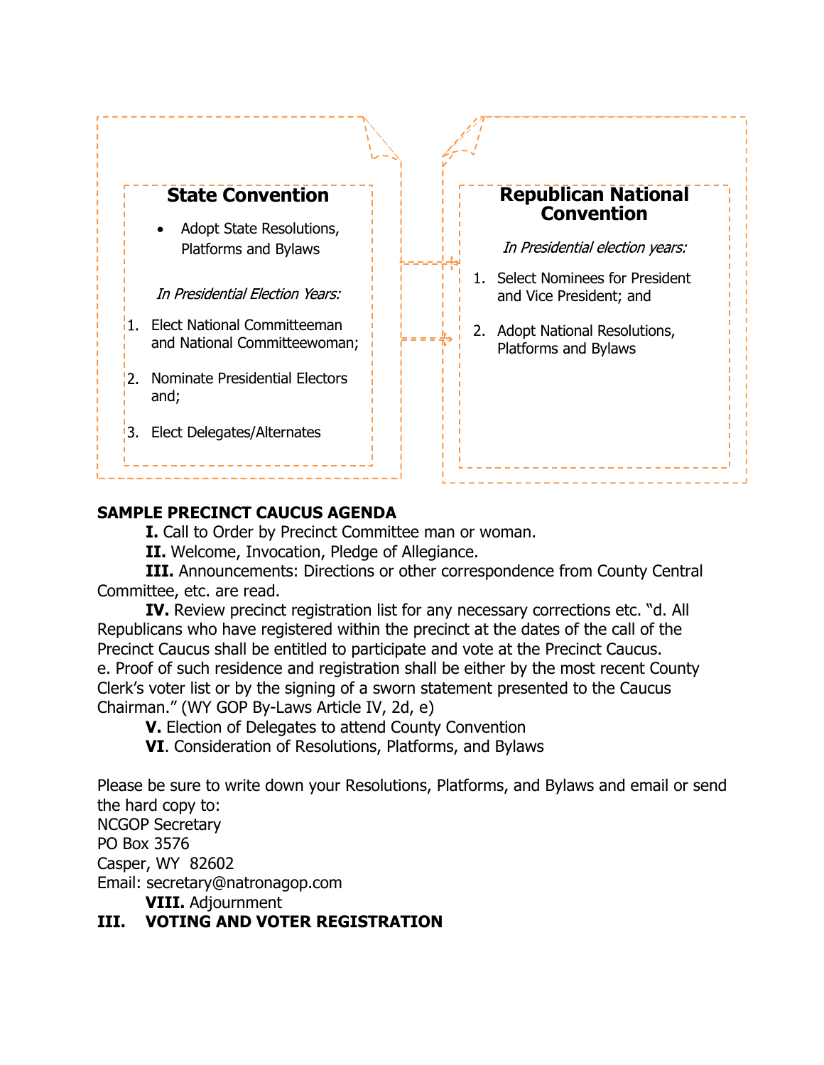### State Convention

- Adopt State Resolutions, Platforms and Bylaws

*In Presidential Election Years:*

1. Elect National Committeeman and National Committeewoman;
2. Nominate Presidential Electors and;
3. Elect Delegates/Alternates

### Republican National Convention

*In Presidential election years:*

1. Select Nominees for President and Vice President; and
2. Adopt National Resolutions, Platforms and Bylaws

**SAMPLE PRECINCT CAUCUS AGENDA**

**I.** Call to Order by Precinct Committee man or woman.

**II.** Welcome, Invocation, Pledge of Allegiance.

**III.** Announcements: Directions or other correspondence from County Central Committee, etc. are read.

**IV.** Review precinct registration list for any necessary corrections etc. "d. All Republicans who have registered within the precinct at the dates of the call of the Precinct Caucus shall be entitled to participate and vote at the Precinct Caucus. e. Proof of such residence and registration shall be either by the most recent County Clerk's voter list or by the signing of a sworn statement presented to the Caucus Chairman." (WY GOP By-Laws Article IV, 2d, e)

**V.** Election of Delegates to attend County Convention

**VI**. Consideration of Resolutions, Platforms, and Bylaws

Please be sure to write down your Resolutions, Platforms, and Bylaws and email or send the hard copy to:
NCGOP Secretary
PO Box 3576
Casper, WY 82602
Email: secretary@natronagop.com

**VIII.** Adjournment

## III. VOTING AND VOTER REGISTRATION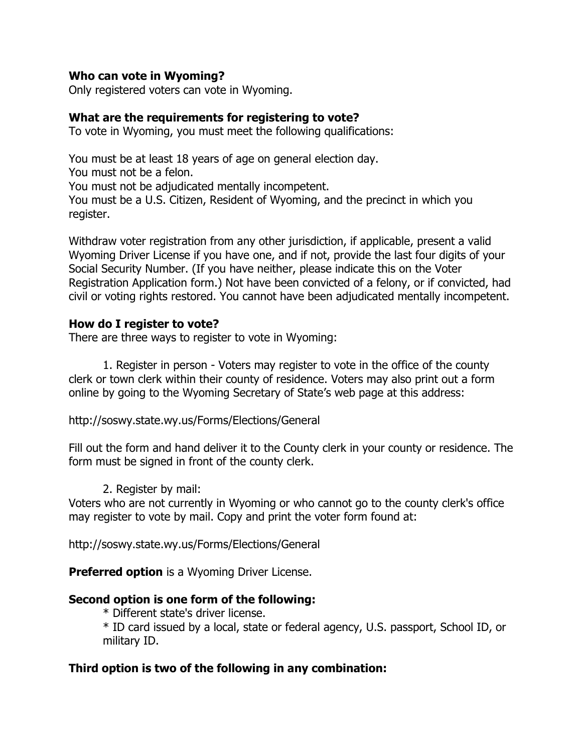**Who can vote in Wyoming?**
Only registered voters can vote in Wyoming.

**What are the requirements for registering to vote?**
To vote in Wyoming, you must meet the following qualifications:

You must be at least 18 years of age on general election day.
You must not be a felon.
You must not be adjudicated mentally incompetent.
You must be a U.S. Citizen, Resident of Wyoming, and the precinct in which you register.

Withdraw voter registration from any other jurisdiction, if applicable, present a valid Wyoming Driver License if you have one, and if not, provide the last four digits of your Social Security Number. (If you have neither, please indicate this on the Voter Registration Application form.) Not have been convicted of a felony, or if convicted, had civil or voting rights restored. You cannot have been adjudicated mentally incompetent.

**How do I register to vote?**
There are three ways to register to vote in Wyoming:

1. Register in person - Voters may register to vote in the office of the county clerk or town clerk within their county of residence. Voters may also print out a form online by going to the Wyoming Secretary of State's web page at this address:

http://soswy.state.wy.us/Forms/Elections/General

Fill out the form and hand deliver it to the County clerk in your county or residence. The form must be signed in front of the county clerk.

2. Register by mail:
Voters who are not currently in Wyoming or who cannot go to the county clerk's office may register to vote by mail. Copy and print the voter form found at:

http://soswy.state.wy.us/Forms/Elections/General

**Preferred option** is a Wyoming Driver License.

**Second option is one form of the following:**

* Different state's driver license.
* ID card issued by a local, state or federal agency, U.S. passport, School ID, or military ID.

**Third option is two of the following in any combination:**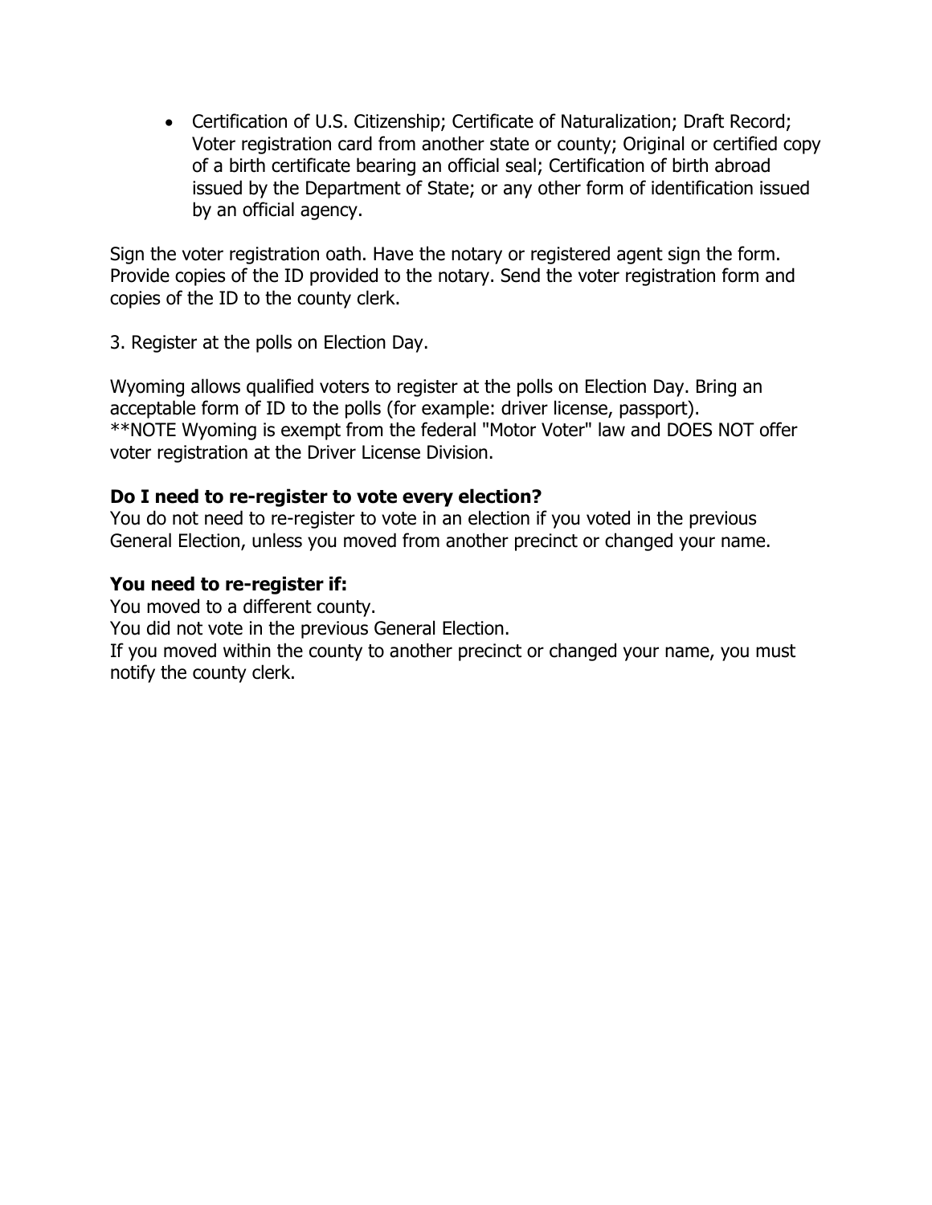- Certification of U.S. Citizenship; Certificate of Naturalization; Draft Record; Voter registration card from another state or county; Original or certified copy of a birth certificate bearing an official seal; Certification of birth abroad issued by the Department of State; or any other form of identification issued by an official agency.

Sign the voter registration oath. Have the notary or registered agent sign the form. Provide copies of the ID provided to the notary. Send the voter registration form and copies of the ID to the county clerk.

3. Register at the polls on Election Day.

Wyoming allows qualified voters to register at the polls on Election Day. Bring an acceptable form of ID to the polls (for example: driver license, passport).
**NOTE Wyoming is exempt from the federal "Motor Voter" law and DOES NOT offer voter registration at the Driver License Division.

**Do I need to re-register to vote every election?**
You do not need to re-register to vote in an election if you voted in the previous General Election, unless you moved from another precinct or changed your name.

**You need to re-register if:**
You moved to a different county.
You did not vote in the previous General Election.
If you moved within the county to another precinct or changed your name, you must notify the county clerk.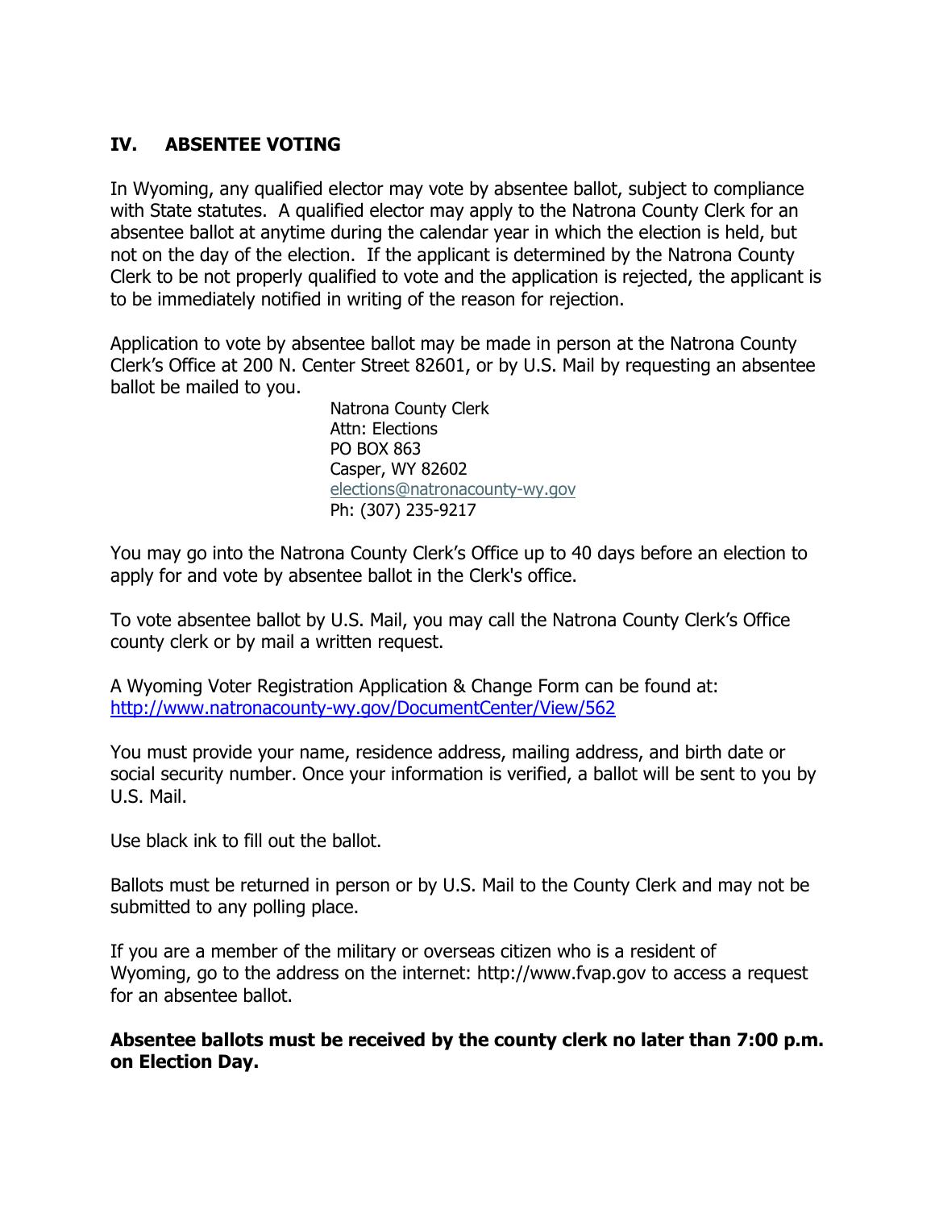## IV. ABSENTEE VOTING

In Wyoming, any qualified elector may vote by absentee ballot, subject to compliance with State statutes. A qualified elector may apply to the Natrona County Clerk for an absentee ballot at anytime during the calendar year in which the election is held, but not on the day of the election. If the applicant is determined by the Natrona County Clerk to be not properly qualified to vote and the application is rejected, the applicant is to be immediately notified in writing of the reason for rejection.

Application to vote by absentee ballot may be made in person at the Natrona County Clerk's Office at 200 N. Center Street 82601, or by U.S. Mail by requesting an absentee ballot be mailed to you.

Natrona County Clerk
Attn: Elections
PO BOX 863
Casper, WY 82602
elections@natronacounty-wy.gov
Ph: (307) 235-9217

You may go into the Natrona County Clerk's Office up to 40 days before an election to apply for and vote by absentee ballot in the Clerk's office.

To vote absentee ballot by U.S. Mail, you may call the Natrona County Clerk's Office county clerk or by mail a written request.

A Wyoming Voter Registration Application & Change Form can be found at: http://www.natronacounty-wy.gov/DocumentCenter/View/562

You must provide your name, residence address, mailing address, and birth date or social security number. Once your information is verified, a ballot will be sent to you by U.S. Mail.

Use black ink to fill out the ballot.

Ballots must be returned in person or by U.S. Mail to the County Clerk and may not be submitted to any polling place.

If you are a member of the military or overseas citizen who is a resident of Wyoming, go to the address on the internet: http://www.fvap.gov to access a request for an absentee ballot.

**Absentee ballots must be received by the county clerk no later than 7:00 p.m. on Election Day.**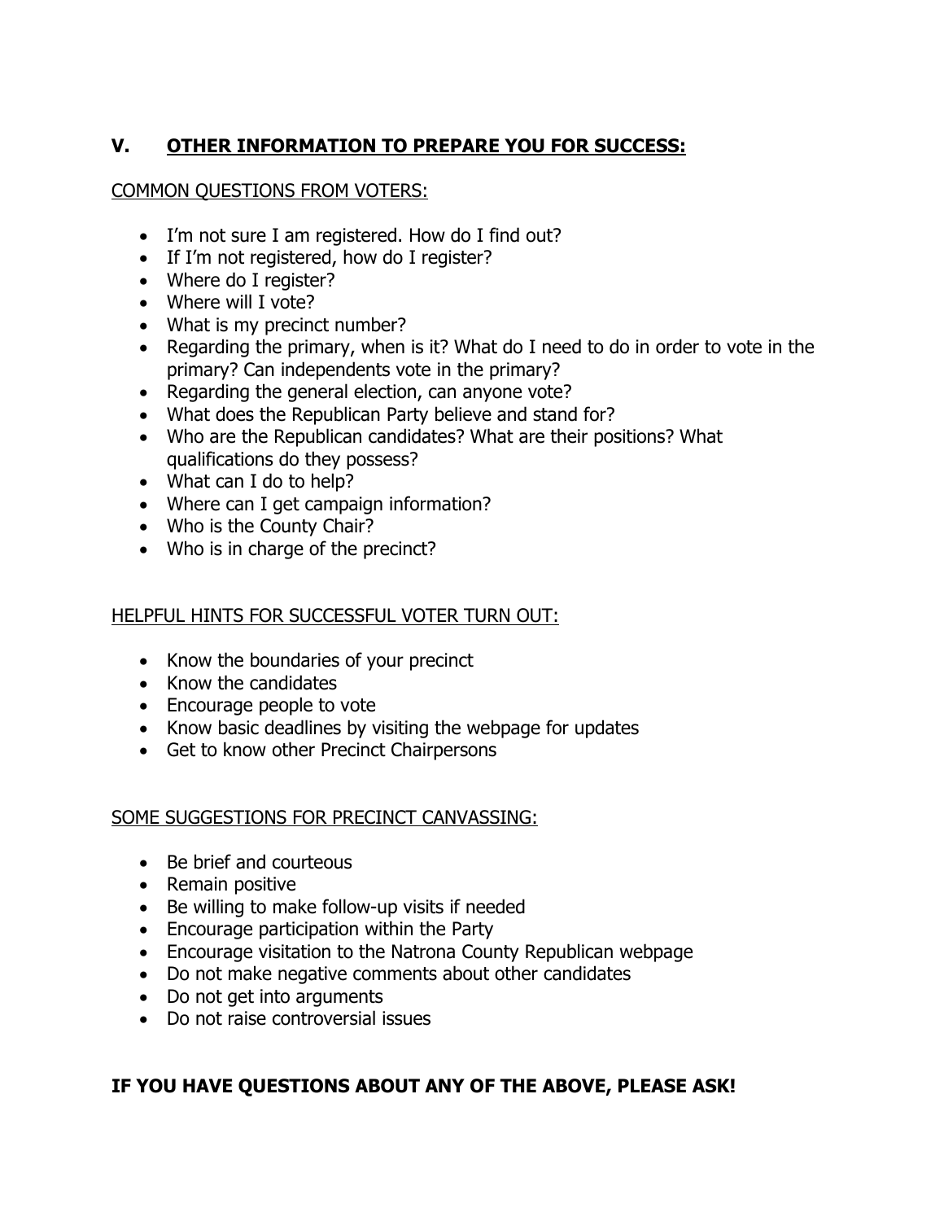## V. <u>OTHER INFORMATION TO PREPARE YOU FOR SUCCESS:</u>

<u>COMMON QUESTIONS FROM VOTERS:</u>

- I'm not sure I am registered. How do I find out?
- If I'm not registered, how do I register?
- Where do I register?
- Where will I vote?
- What is my precinct number?
- Regarding the primary, when is it? What do I need to do in order to vote in the primary? Can independents vote in the primary?
- Regarding the general election, can anyone vote?
- What does the Republican Party believe and stand for?
- Who are the Republican candidates? What are their positions? What qualifications do they possess?
- What can I do to help?
- Where can I get campaign information?
- Who is the County Chair?
- Who is in charge of the precinct?

<u>HELPFUL HINTS FOR SUCCESSFUL VOTER TURN OUT:</u>

- Know the boundaries of your precinct
- Know the candidates
- Encourage people to vote
- Know basic deadlines by visiting the webpage for updates
- Get to know other Precinct Chairpersons

<u>SOME SUGGESTIONS FOR PRECINCT CANVASSING:</u>

- Be brief and courteous
- Remain positive
- Be willing to make follow-up visits if needed
- Encourage participation within the Party
- Encourage visitation to the Natrona County Republican webpage
- Do not make negative comments about other candidates
- Do not get into arguments
- Do not raise controversial issues

**IF YOU HAVE QUESTIONS ABOUT ANY OF THE ABOVE, PLEASE ASK!**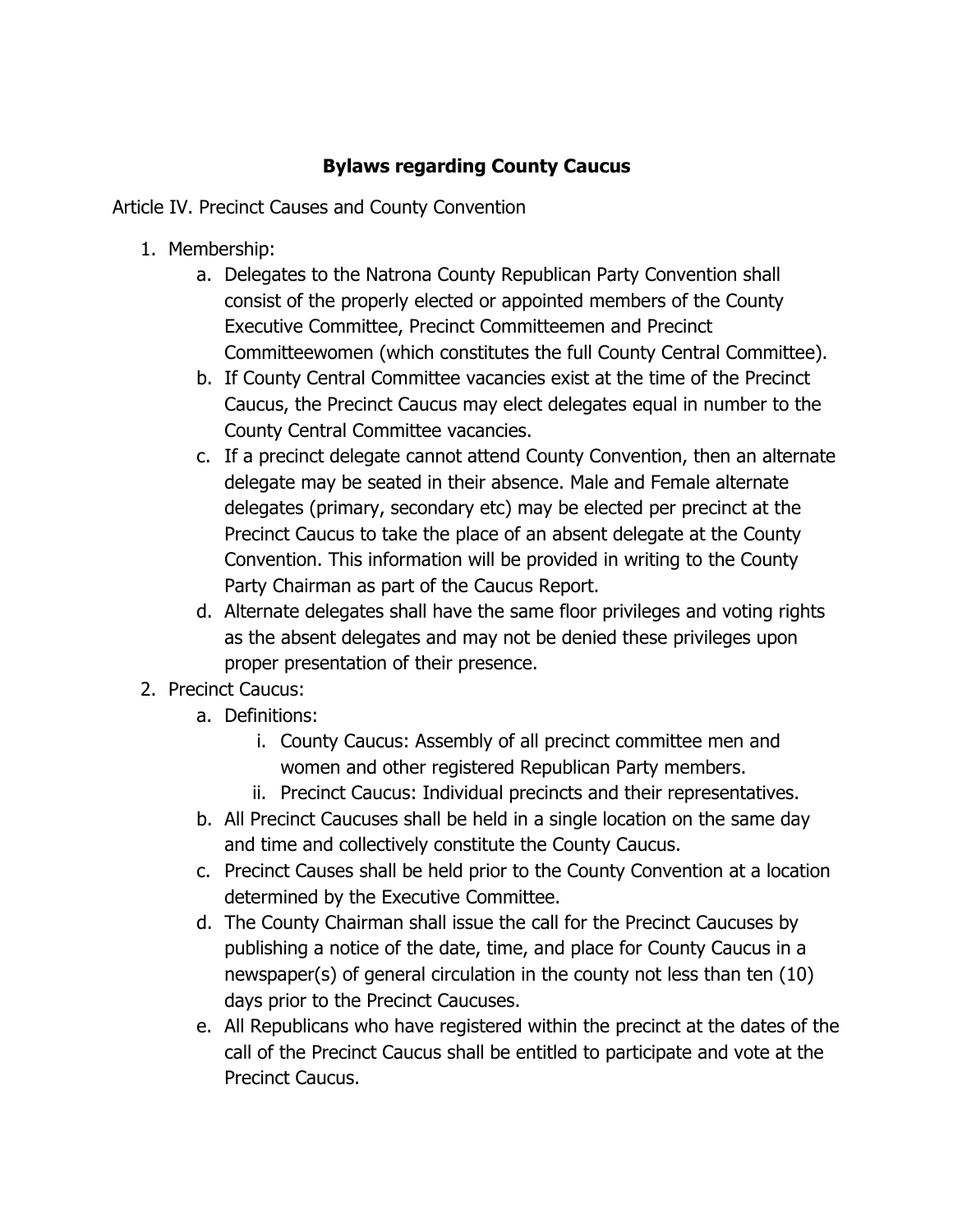# Bylaws regarding County Caucus

Article IV. Precinct Causes and County Convention

1. Membership:
    a. Delegates to the Natrona County Republican Party Convention shall consist of the properly elected or appointed members of the County Executive Committee, Precinct Committeemen and Precinct Committeewomen (which constitutes the full County Central Committee).
    b. If County Central Committee vacancies exist at the time of the Precinct Caucus, the Precinct Caucus may elect delegates equal in number to the County Central Committee vacancies.
    c. If a precinct delegate cannot attend County Convention, then an alternate delegate may be seated in their absence. Male and Female alternate delegates (primary, secondary etc) may be elected per precinct at the Precinct Caucus to take the place of an absent delegate at the County Convention. This information will be provided in writing to the County Party Chairman as part of the Caucus Report.
    d. Alternate delegates shall have the same floor privileges and voting rights as the absent delegates and may not be denied these privileges upon proper presentation of their presence.
2. Precinct Caucus:
    a. Definitions:
        i. County Caucus: Assembly of all precinct committee men and women and other registered Republican Party members.
        ii. Precinct Caucus: Individual precincts and their representatives.
    b. All Precinct Caucuses shall be held in a single location on the same day and time and collectively constitute the County Caucus.
    c. Precinct Causes shall be held prior to the County Convention at a location determined by the Executive Committee.
    d. The County Chairman shall issue the call for the Precinct Caucuses by publishing a notice of the date, time, and place for County Caucus in a newspaper(s) of general circulation in the county not less than ten (10) days prior to the Precinct Caucuses.
    e. All Republicans who have registered within the precinct at the dates of the call of the Precinct Caucus shall be entitled to participate and vote at the Precinct Caucus.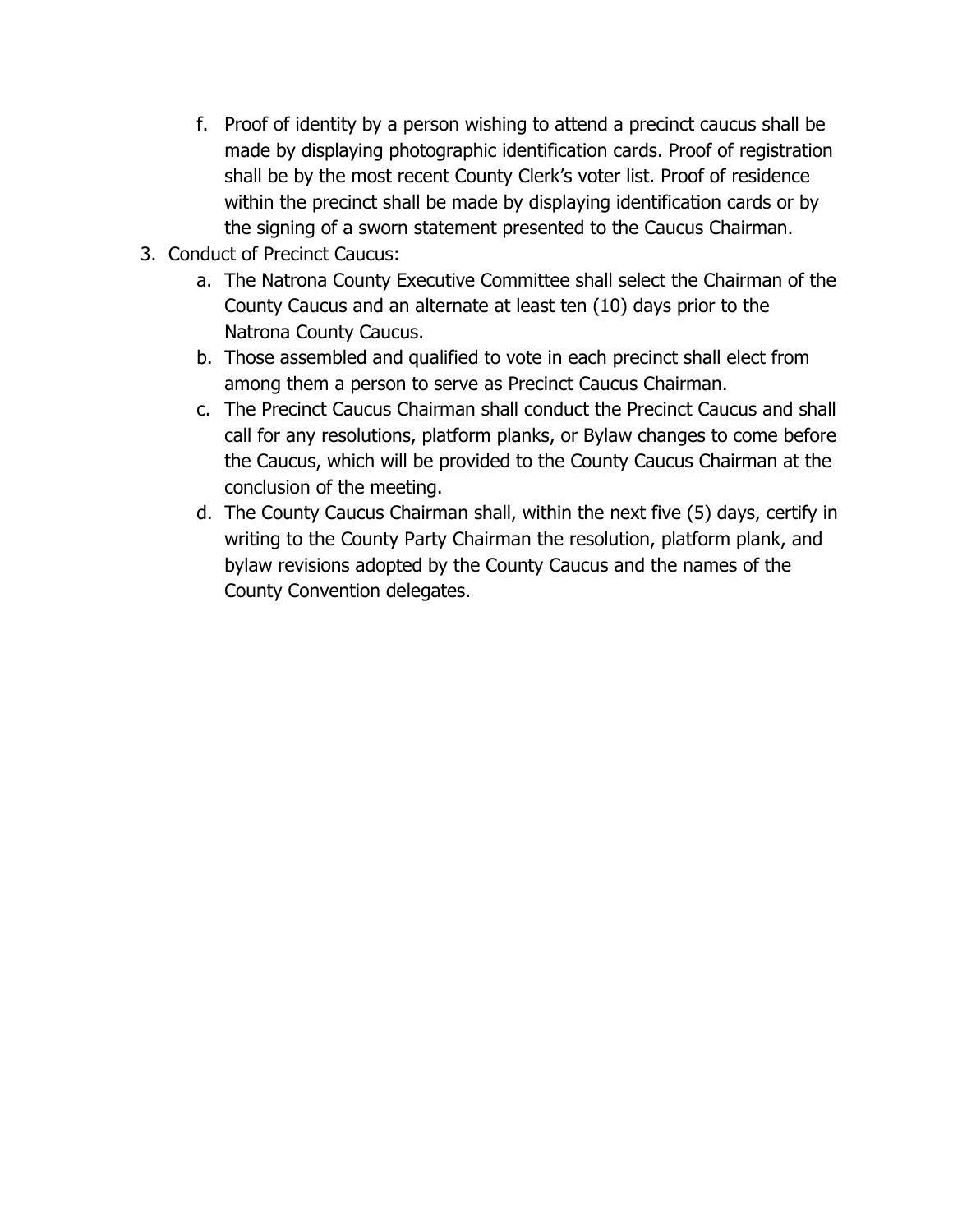f. Proof of identity by a person wishing to attend a precinct caucus shall be made by displaying photographic identification cards. Proof of registration shall be by the most recent County Clerk's voter list. Proof of residence within the precinct shall be made by displaying identification cards or by the signing of a sworn statement presented to the Caucus Chairman.

3. Conduct of Precinct Caucus:
   a. The Natrona County Executive Committee shall select the Chairman of the County Caucus and an alternate at least ten (10) days prior to the Natrona County Caucus.
   b. Those assembled and qualified to vote in each precinct shall elect from among them a person to serve as Precinct Caucus Chairman.
   c. The Precinct Caucus Chairman shall conduct the Precinct Caucus and shall call for any resolutions, platform planks, or Bylaw changes to come before the Caucus, which will be provided to the County Caucus Chairman at the conclusion of the meeting.
   d. The County Caucus Chairman shall, within the next five (5) days, certify in writing to the County Party Chairman the resolution, platform plank, and bylaw revisions adopted by the County Caucus and the names of the County Convention delegates.